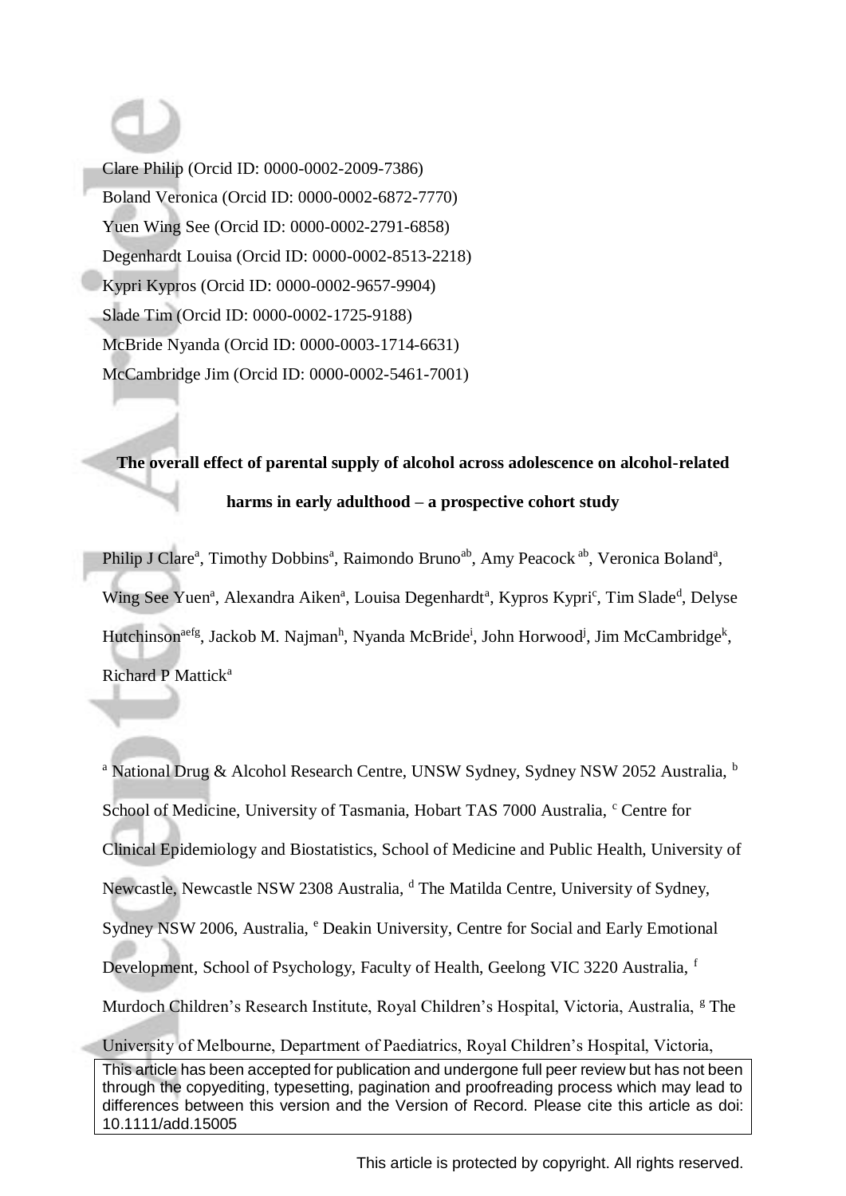Clare Philip (Orcid ID: 0000-0002-2009-7386)
Boland Veronica (Orcid ID: 0000-0002-6872-7770)
Yuen Wing See (Orcid ID: 0000-0002-2791-6858)
Degenhardt Louisa (Orcid ID: 0000-0002-8513-2218)
Kypri Kypros (Orcid ID: 0000-0002-9657-9904)
Slade Tim (Orcid ID: 0000-0002-1725-9188)
McBride Nyanda (Orcid ID: 0000-0003-1714-6631)
McCambridge Jim (Orcid ID: 0000-0002-5461-7001)

# The overall effect of parental supply of alcohol across adolescence on alcohol-related harms in early adulthood – a prospective cohort study

Philip J Clare[a], Timothy Dobbins[a], Raimondo Bruno[ab], Amy Peacock[ab], Veronica Boland[a], Wing See Yuen[a], Alexandra Aiken[a], Louisa Degenhardt[a], Kypros Kypri[c], Tim Slade[d], Delyse Hutchinson[aefg], Jackob M. Najman[h], Nyanda McBride[i], John Horwood[j], Jim McCambridge[k], Richard P Mattick[a]

[a] National Drug & Alcohol Research Centre, UNSW Sydney, Sydney NSW 2052 Australia, [b] School of Medicine, University of Tasmania, Hobart TAS 7000 Australia, [c] Centre for Clinical Epidemiology and Biostatistics, School of Medicine and Public Health, University of Newcastle, Newcastle NSW 2308 Australia, [d] The Matilda Centre, University of Sydney, Sydney NSW 2006, Australia, [e] Deakin University, Centre for Social and Early Emotional Development, School of Psychology, Faculty of Health, Geelong VIC 3220 Australia, [f] Murdoch Children's Research Institute, Royal Children's Hospital, Victoria, Australia, [g] The University of Melbourne, Department of Paediatrics, Royal Children's Hospital, Victoria,

This article has been accepted for publication and undergone full peer review but has not been through the copyediting, typesetting, pagination and proofreading process which may lead to differences between this version and the Version of Record. Please cite this article as doi: 10.1111/add.15005

This article is protected by copyright. All rights reserved.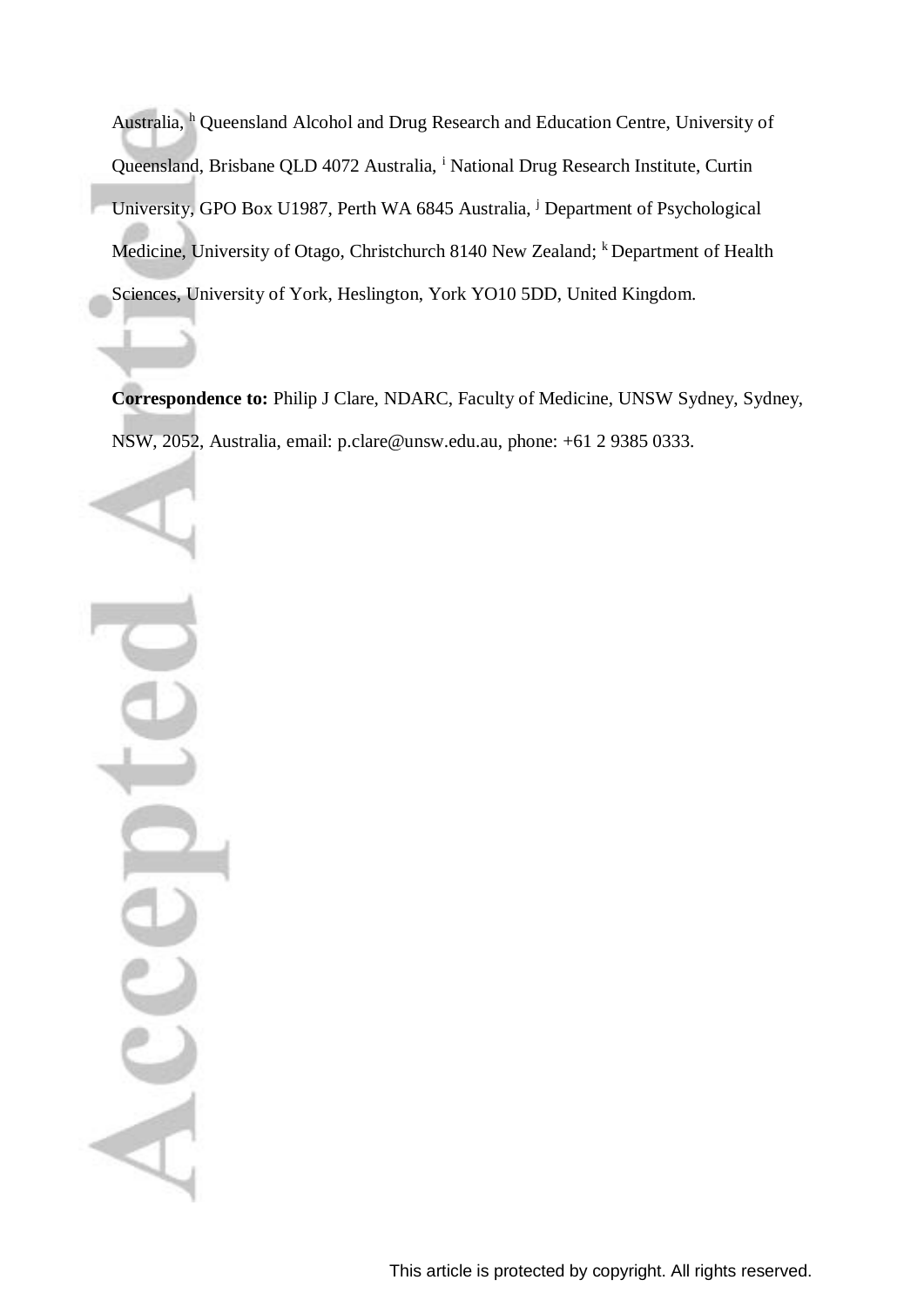Australia, [h] Queensland Alcohol and Drug Research and Education Centre, University of Queensland, Brisbane QLD 4072 Australia, [i] National Drug Research Institute, Curtin University, GPO Box U1987, Perth WA 6845 Australia, [j] Department of Psychological Medicine, University of Otago, Christchurch 8140 New Zealand; [k] Department of Health Sciences, University of York, Heslington, York YO10 5DD, United Kingdom.

**Correspondence to:** Philip J Clare, NDARC, Faculty of Medicine, UNSW Sydney, Sydney, NSW, 2052, Australia, email: p.clare@unsw.edu.au, phone: +61 2 9385 0333.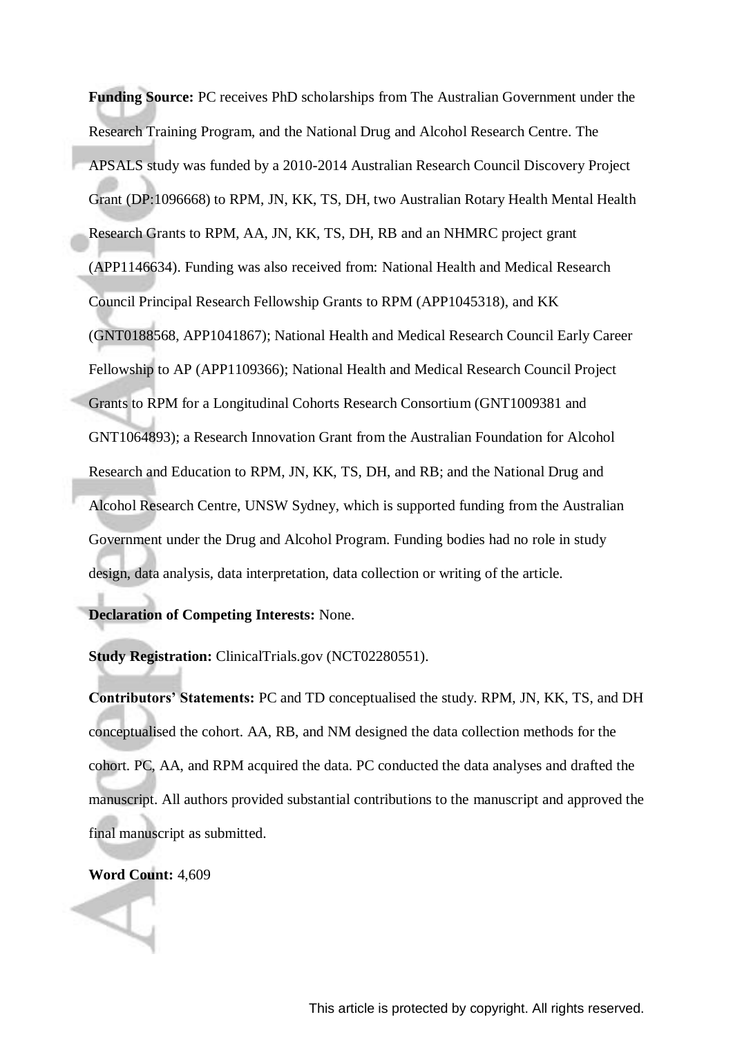**Funding Source:** PC receives PhD scholarships from The Australian Government under the Research Training Program, and the National Drug and Alcohol Research Centre. The APSALS study was funded by a 2010-2014 Australian Research Council Discovery Project Grant (DP:1096668) to RPM, JN, KK, TS, DH, two Australian Rotary Health Mental Health Research Grants to RPM, AA, JN, KK, TS, DH, RB and an NHMRC project grant (APP1146634). Funding was also received from: National Health and Medical Research Council Principal Research Fellowship Grants to RPM (APP1045318), and KK (GNT0188568, APP1041867); National Health and Medical Research Council Early Career Fellowship to AP (APP1109366); National Health and Medical Research Council Project Grants to RPM for a Longitudinal Cohorts Research Consortium (GNT1009381 and GNT1064893); a Research Innovation Grant from the Australian Foundation for Alcohol Research and Education to RPM, JN, KK, TS, DH, and RB; and the National Drug and Alcohol Research Centre, UNSW Sydney, which is supported funding from the Australian Government under the Drug and Alcohol Program. Funding bodies had no role in study design, data analysis, data interpretation, data collection or writing of the article.

**Declaration of Competing Interests:** None.

**Study Registration:** ClinicalTrials.gov (NCT02280551).

**Contributors' Statements:** PC and TD conceptualised the study. RPM, JN, KK, TS, and DH conceptualised the cohort. AA, RB, and NM designed the data collection methods for the cohort. PC, AA, and RPM acquired the data. PC conducted the data analyses and drafted the manuscript. All authors provided substantial contributions to the manuscript and approved the final manuscript as submitted.

**Word Count:** 4,609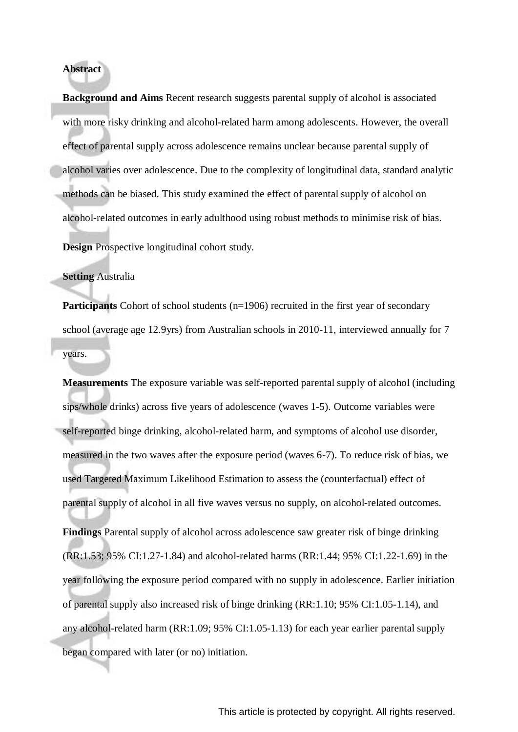**Abstract**

**Background and Aims** Recent research suggests parental supply of alcohol is associated with more risky drinking and alcohol-related harm among adolescents. However, the overall effect of parental supply across adolescence remains unclear because parental supply of alcohol varies over adolescence. Due to the complexity of longitudinal data, standard analytic methods can be biased. This study examined the effect of parental supply of alcohol on alcohol-related outcomes in early adulthood using robust methods to minimise risk of bias.

**Design** Prospective longitudinal cohort study.

**Setting** Australia

**Participants** Cohort of school students (n=1906) recruited in the first year of secondary school (average age 12.9yrs) from Australian schools in 2010-11, interviewed annually for 7 years.

**Measurements** The exposure variable was self-reported parental supply of alcohol (including sips/whole drinks) across five years of adolescence (waves 1-5). Outcome variables were self-reported binge drinking, alcohol-related harm, and symptoms of alcohol use disorder, measured in the two waves after the exposure period (waves 6-7). To reduce risk of bias, we used Targeted Maximum Likelihood Estimation to assess the (counterfactual) effect of parental supply of alcohol in all five waves versus no supply, on alcohol-related outcomes.

**Findings** Parental supply of alcohol across adolescence saw greater risk of binge drinking (RR:1.53; 95% CI:1.27-1.84) and alcohol-related harms (RR:1.44; 95% CI:1.22-1.69) in the year following the exposure period compared with no supply in adolescence. Earlier initiation of parental supply also increased risk of binge drinking (RR:1.10; 95% CI:1.05-1.14), and any alcohol-related harm (RR:1.09; 95% CI:1.05-1.13) for each year earlier parental supply began compared with later (or no) initiation.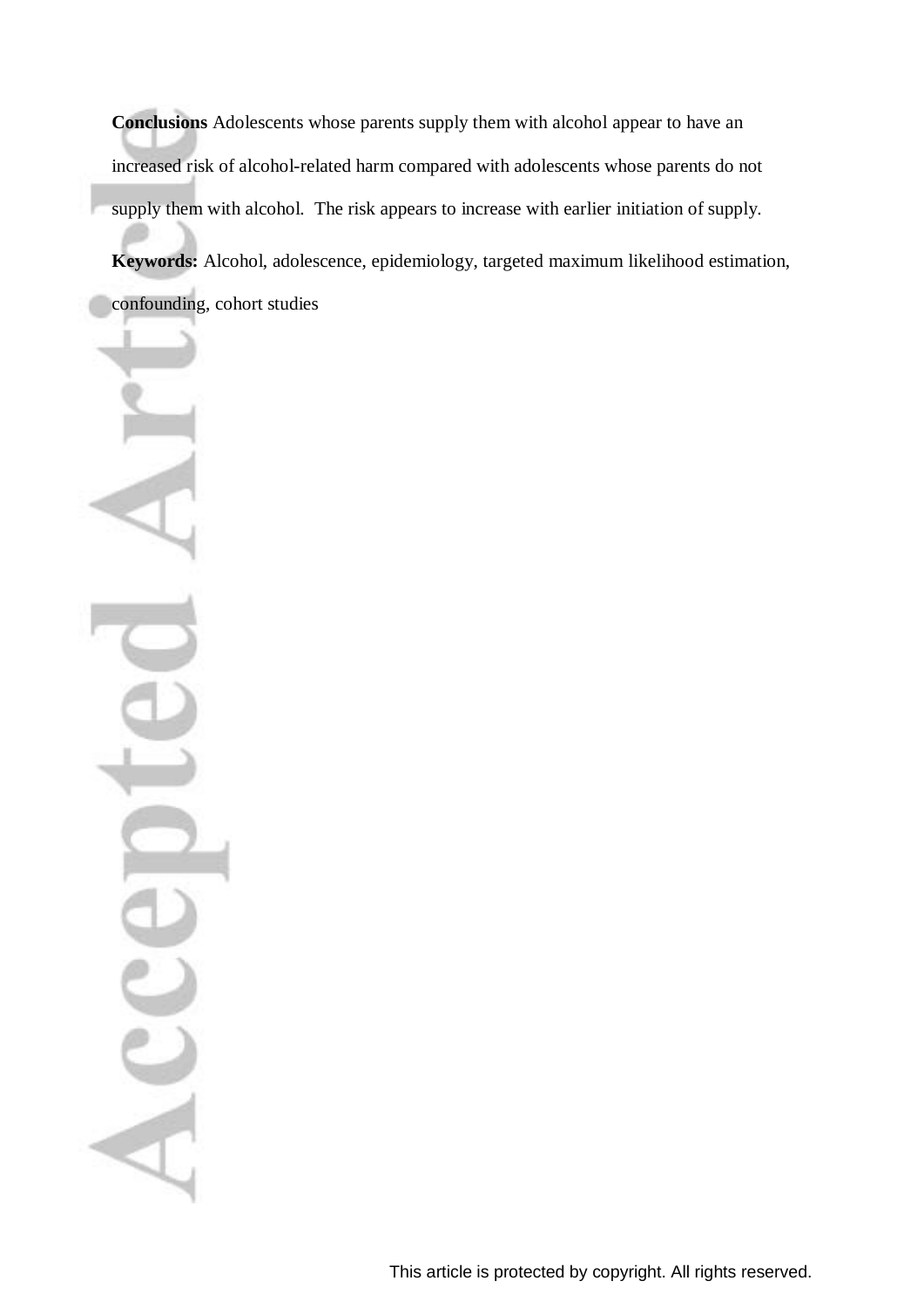**Conclusions** Adolescents whose parents supply them with alcohol appear to have an increased risk of alcohol-related harm compared with adolescents whose parents do not supply them with alcohol. The risk appears to increase with earlier initiation of supply.

**Keywords:** Alcohol, adolescence, epidemiology, targeted maximum likelihood estimation, confounding, cohort studies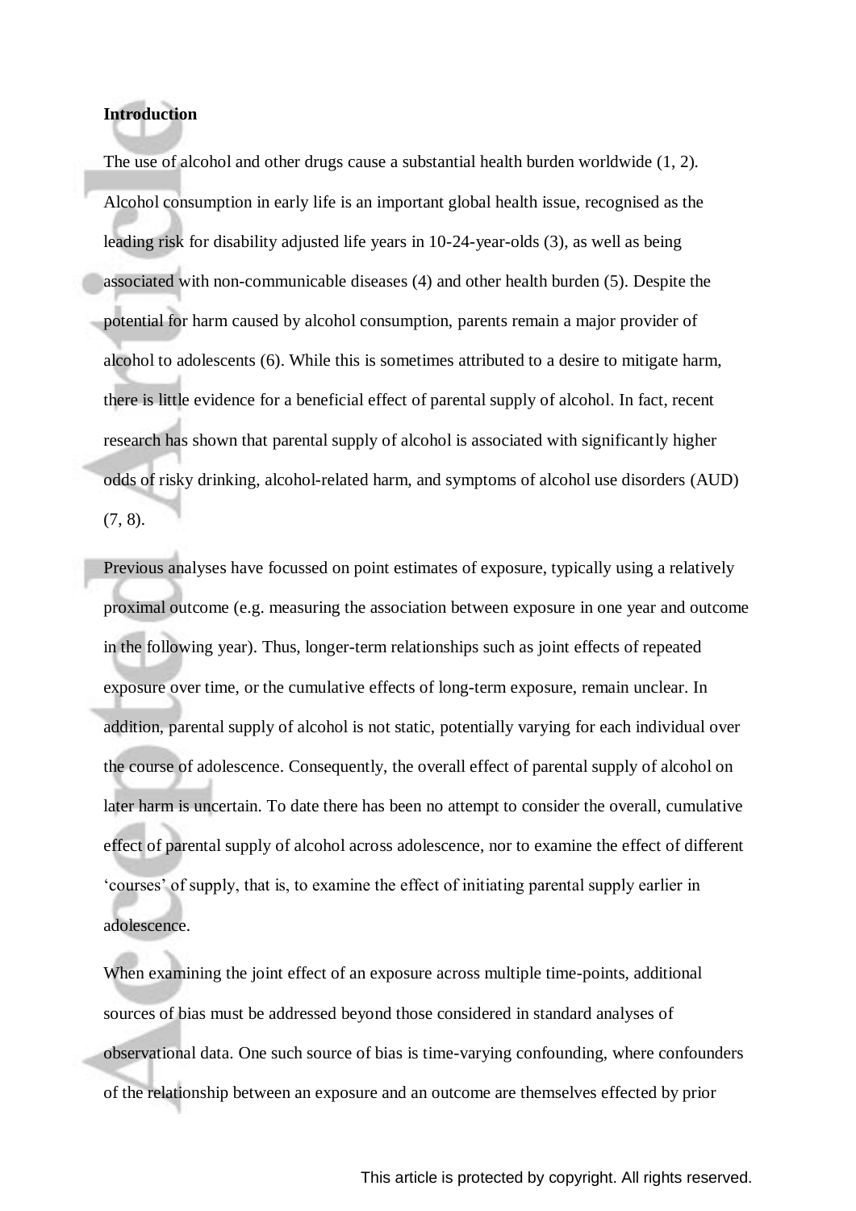**Introduction**

The use of alcohol and other drugs cause a substantial health burden worldwide (1, 2). Alcohol consumption in early life is an important global health issue, recognised as the leading risk for disability adjusted life years in 10-24-year-olds (3), as well as being associated with non-communicable diseases (4) and other health burden (5). Despite the potential for harm caused by alcohol consumption, parents remain a major provider of alcohol to adolescents (6). While this is sometimes attributed to a desire to mitigate harm, there is little evidence for a beneficial effect of parental supply of alcohol. In fact, recent research has shown that parental supply of alcohol is associated with significantly higher odds of risky drinking, alcohol-related harm, and symptoms of alcohol use disorders (AUD) (7, 8).

Previous analyses have focussed on point estimates of exposure, typically using a relatively proximal outcome (e.g. measuring the association between exposure in one year and outcome in the following year). Thus, longer-term relationships such as joint effects of repeated exposure over time, or the cumulative effects of long-term exposure, remain unclear. In addition, parental supply of alcohol is not static, potentially varying for each individual over the course of adolescence. Consequently, the overall effect of parental supply of alcohol on later harm is uncertain. To date there has been no attempt to consider the overall, cumulative effect of parental supply of alcohol across adolescence, nor to examine the effect of different 'courses' of supply, that is, to examine the effect of initiating parental supply earlier in adolescence.

When examining the joint effect of an exposure across multiple time-points, additional sources of bias must be addressed beyond those considered in standard analyses of observational data. One such source of bias is time-varying confounding, where confounders of the relationship between an exposure and an outcome are themselves effected by prior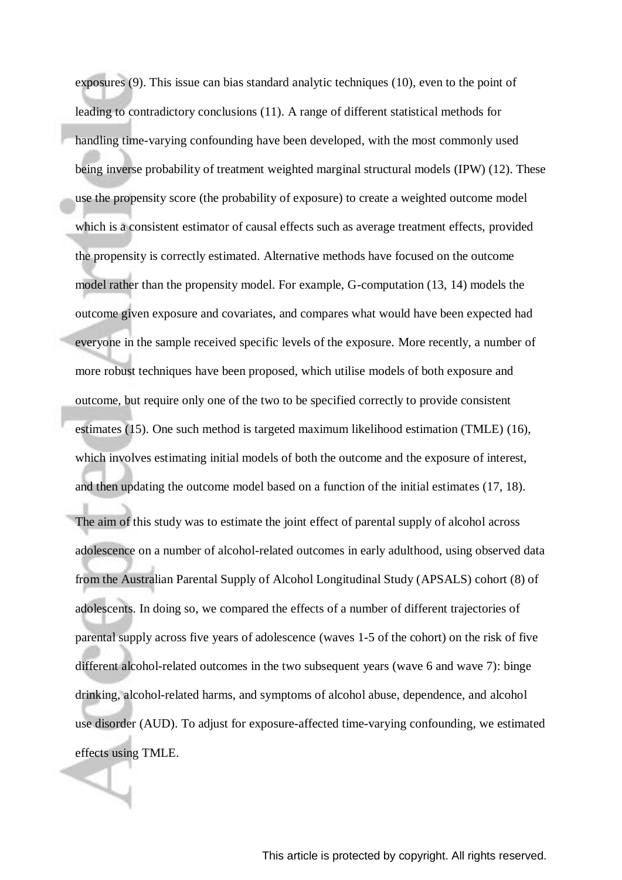exposures (9). This issue can bias standard analytic techniques (10), even to the point of leading to contradictory conclusions (11). A range of different statistical methods for handling time-varying confounding have been developed, with the most commonly used being inverse probability of treatment weighted marginal structural models (IPW) (12). These use the propensity score (the probability of exposure) to create a weighted outcome model which is a consistent estimator of causal effects such as average treatment effects, provided the propensity is correctly estimated. Alternative methods have focused on the outcome model rather than the propensity model. For example, G-computation (13, 14) models the outcome given exposure and covariates, and compares what would have been expected had everyone in the sample received specific levels of the exposure. More recently, a number of more robust techniques have been proposed, which utilise models of both exposure and outcome, but require only one of the two to be specified correctly to provide consistent estimates (15). One such method is targeted maximum likelihood estimation (TMLE) (16), which involves estimating initial models of both the outcome and the exposure of interest, and then updating the outcome model based on a function of the initial estimates (17, 18).

The aim of this study was to estimate the joint effect of parental supply of alcohol across adolescence on a number of alcohol-related outcomes in early adulthood, using observed data from the Australian Parental Supply of Alcohol Longitudinal Study (APSALS) cohort (8) of adolescents. In doing so, we compared the effects of a number of different trajectories of parental supply across five years of adolescence (waves 1-5 of the cohort) on the risk of five different alcohol-related outcomes in the two subsequent years (wave 6 and wave 7): binge drinking, alcohol-related harms, and symptoms of alcohol abuse, dependence, and alcohol use disorder (AUD). To adjust for exposure-affected time-varying confounding, we estimated effects using TMLE.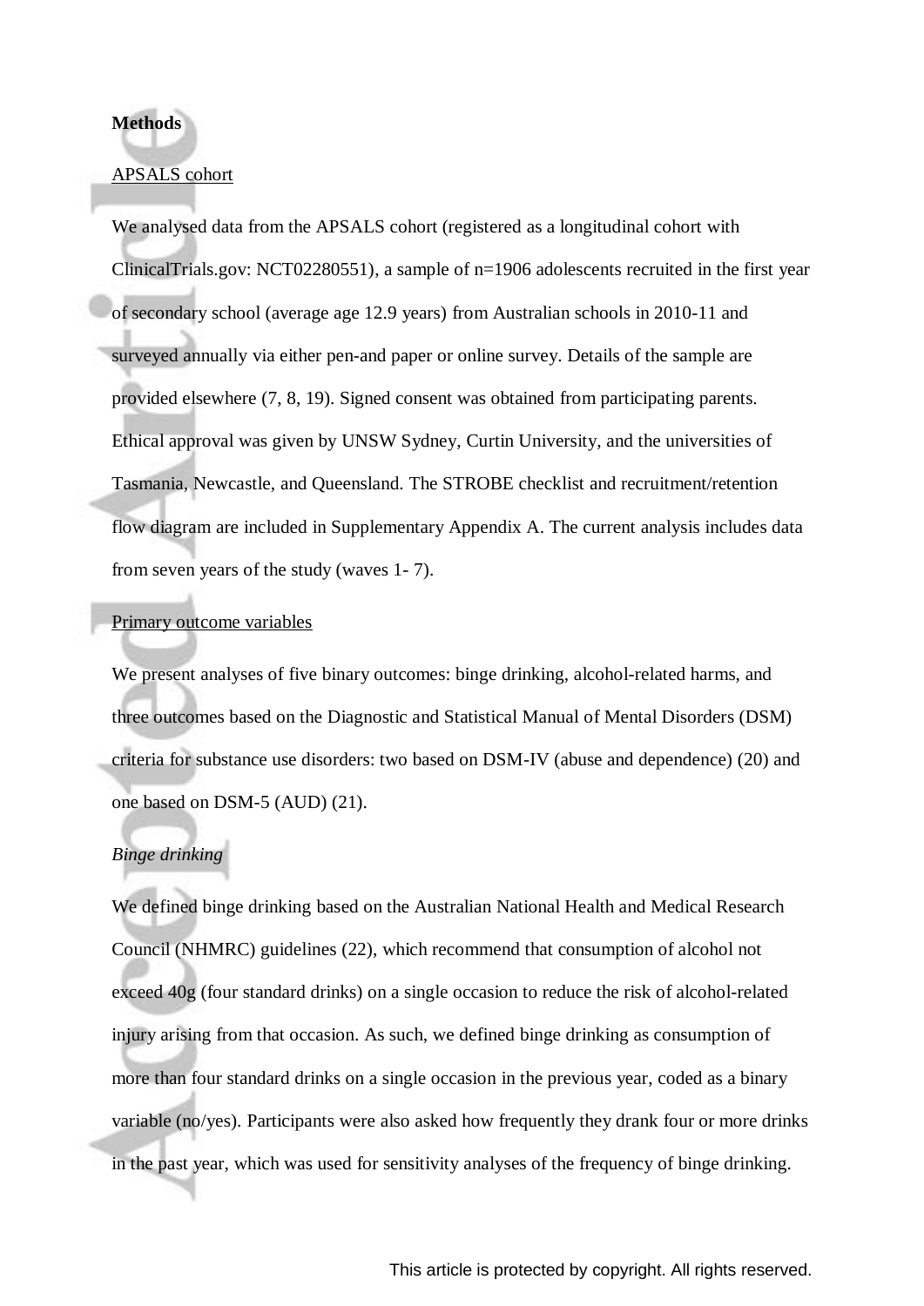## Methods

### APSALS cohort

We analysed data from the APSALS cohort (registered as a longitudinal cohort with ClinicalTrials.gov: NCT02280551), a sample of n=1906 adolescents recruited in the first year of secondary school (average age 12.9 years) from Australian schools in 2010-11 and surveyed annually via either pen-and paper or online survey. Details of the sample are provided elsewhere (7, 8, 19). Signed consent was obtained from participating parents. Ethical approval was given by UNSW Sydney, Curtin University, and the universities of Tasmania, Newcastle, and Queensland. The STROBE checklist and recruitment/retention flow diagram are included in Supplementary Appendix A. The current analysis includes data from seven years of the study (waves 1- 7).

### Primary outcome variables

We present analyses of five binary outcomes: binge drinking, alcohol-related harms, and three outcomes based on the Diagnostic and Statistical Manual of Mental Disorders (DSM) criteria for substance use disorders: two based on DSM-IV (abuse and dependence) (20) and one based on DSM-5 (AUD) (21).

#### *Binge drinking*

We defined binge drinking based on the Australian National Health and Medical Research Council (NHMRC) guidelines (22), which recommend that consumption of alcohol not exceed 40g (four standard drinks) on a single occasion to reduce the risk of alcohol-related injury arising from that occasion. As such, we defined binge drinking as consumption of more than four standard drinks on a single occasion in the previous year, coded as a binary variable (no/yes). Participants were also asked how frequently they drank four or more drinks in the past year, which was used for sensitivity analyses of the frequency of binge drinking.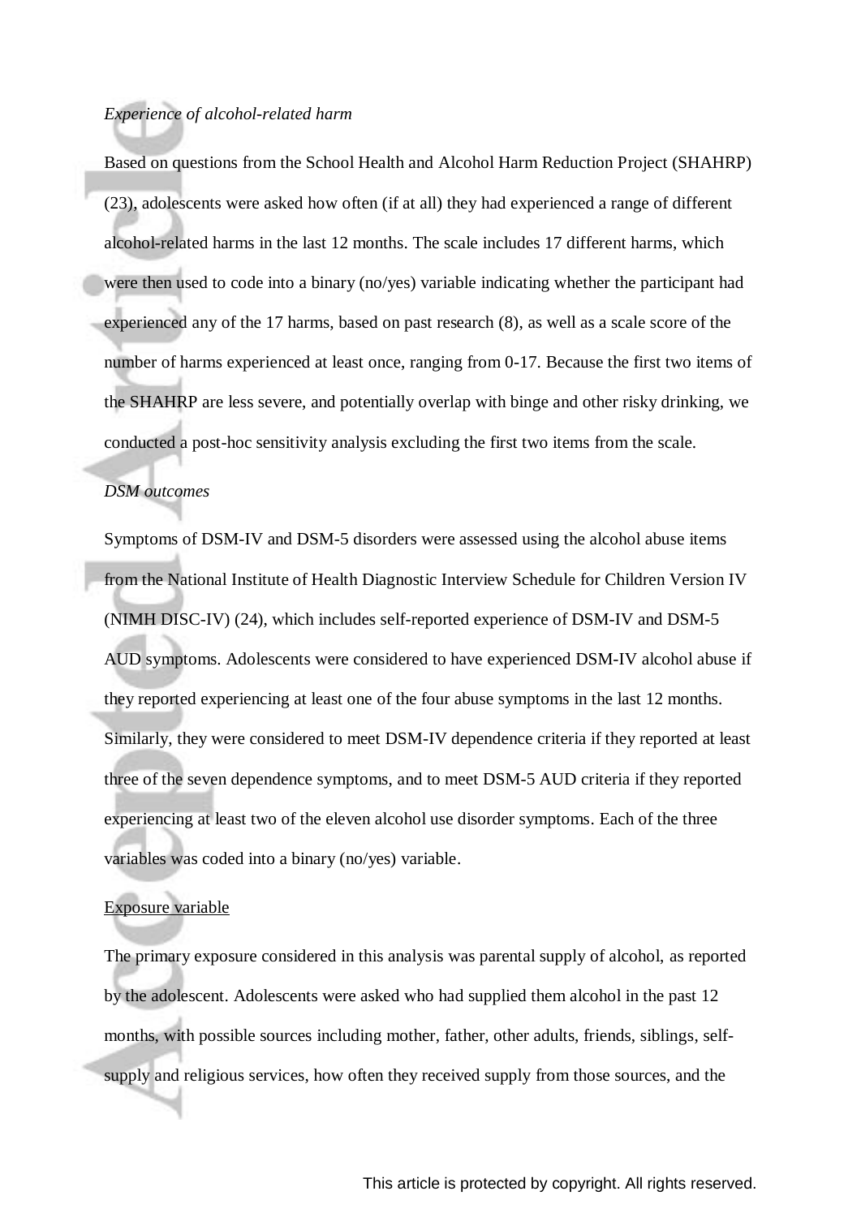*Experience of alcohol-related harm*

Based on questions from the School Health and Alcohol Harm Reduction Project (SHAHRP) (23), adolescents were asked how often (if at all) they had experienced a range of different alcohol-related harms in the last 12 months. The scale includes 17 different harms, which were then used to code into a binary (no/yes) variable indicating whether the participant had experienced any of the 17 harms, based on past research (8), as well as a scale score of the number of harms experienced at least once, ranging from 0-17. Because the first two items of the SHAHRP are less severe, and potentially overlap with binge and other risky drinking, we conducted a post-hoc sensitivity analysis excluding the first two items from the scale.

*DSM outcomes*

Symptoms of DSM-IV and DSM-5 disorders were assessed using the alcohol abuse items from the National Institute of Health Diagnostic Interview Schedule for Children Version IV (NIMH DISC-IV) (24), which includes self-reported experience of DSM-IV and DSM-5 AUD symptoms. Adolescents were considered to have experienced DSM-IV alcohol abuse if they reported experiencing at least one of the four abuse symptoms in the last 12 months. Similarly, they were considered to meet DSM-IV dependence criteria if they reported at least three of the seven dependence symptoms, and to meet DSM-5 AUD criteria if they reported experiencing at least two of the eleven alcohol use disorder symptoms. Each of the three variables was coded into a binary (no/yes) variable.

Exposure variable

The primary exposure considered in this analysis was parental supply of alcohol, as reported by the adolescent. Adolescents were asked who had supplied them alcohol in the past 12 months, with possible sources including mother, father, other adults, friends, siblings, self-supply and religious services, how often they received supply from those sources, and the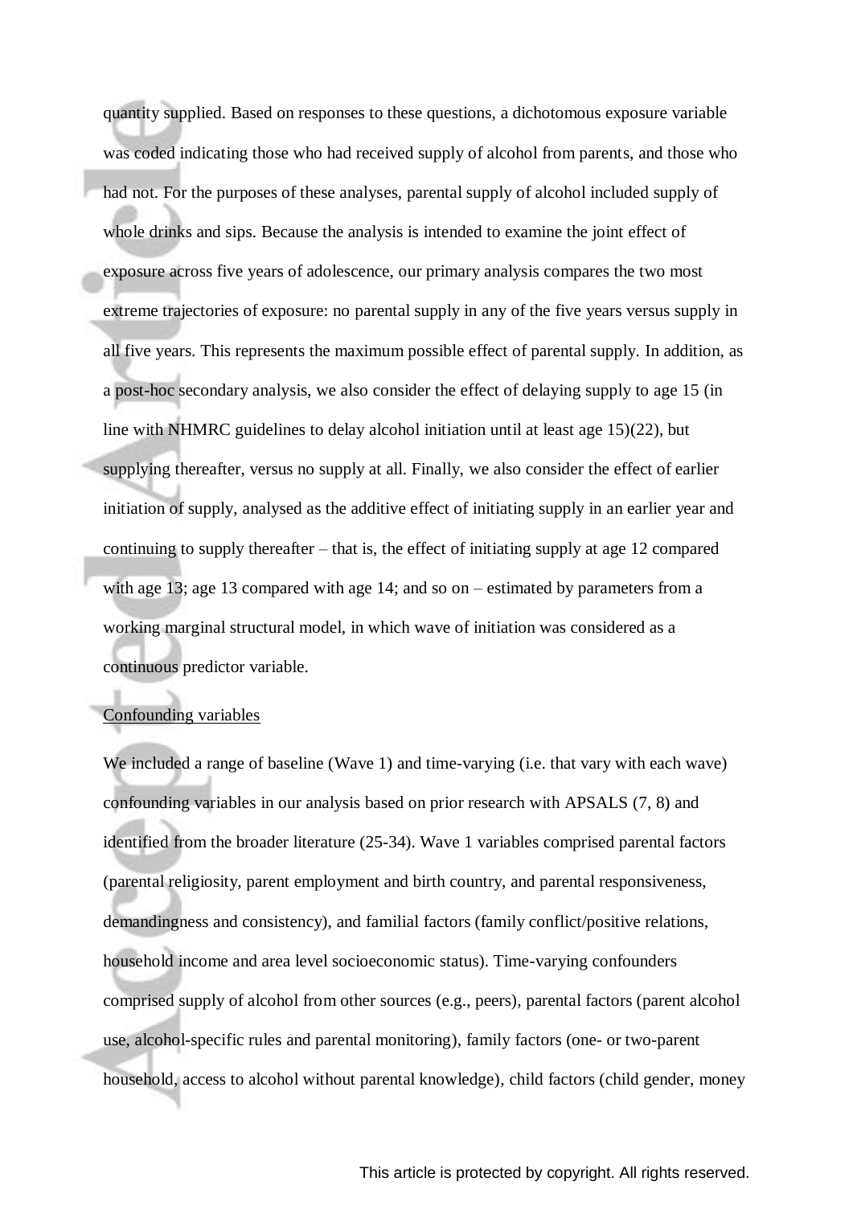quantity supplied. Based on responses to these questions, a dichotomous exposure variable was coded indicating those who had received supply of alcohol from parents, and those who had not. For the purposes of these analyses, parental supply of alcohol included supply of whole drinks and sips. Because the analysis is intended to examine the joint effect of exposure across five years of adolescence, our primary analysis compares the two most extreme trajectories of exposure: no parental supply in any of the five years versus supply in all five years. This represents the maximum possible effect of parental supply. In addition, as a post-hoc secondary analysis, we also consider the effect of delaying supply to age 15 (in line with NHMRC guidelines to delay alcohol initiation until at least age 15)(22), but supplying thereafter, versus no supply at all. Finally, we also consider the effect of earlier initiation of supply, analysed as the additive effect of initiating supply in an earlier year and continuing to supply thereafter – that is, the effect of initiating supply at age 12 compared with age 13; age 13 compared with age 14; and so on – estimated by parameters from a working marginal structural model, in which wave of initiation was considered as a continuous predictor variable.

Confounding variables

We included a range of baseline (Wave 1) and time-varying (i.e. that vary with each wave) confounding variables in our analysis based on prior research with APSALS (7, 8) and identified from the broader literature (25-34). Wave 1 variables comprised parental factors (parental religiosity, parent employment and birth country, and parental responsiveness, demandingness and consistency), and familial factors (family conflict/positive relations, household income and area level socioeconomic status). Time-varying confounders comprised supply of alcohol from other sources (e.g., peers), parental factors (parent alcohol use, alcohol-specific rules and parental monitoring), family factors (one- or two-parent household, access to alcohol without parental knowledge), child factors (child gender, money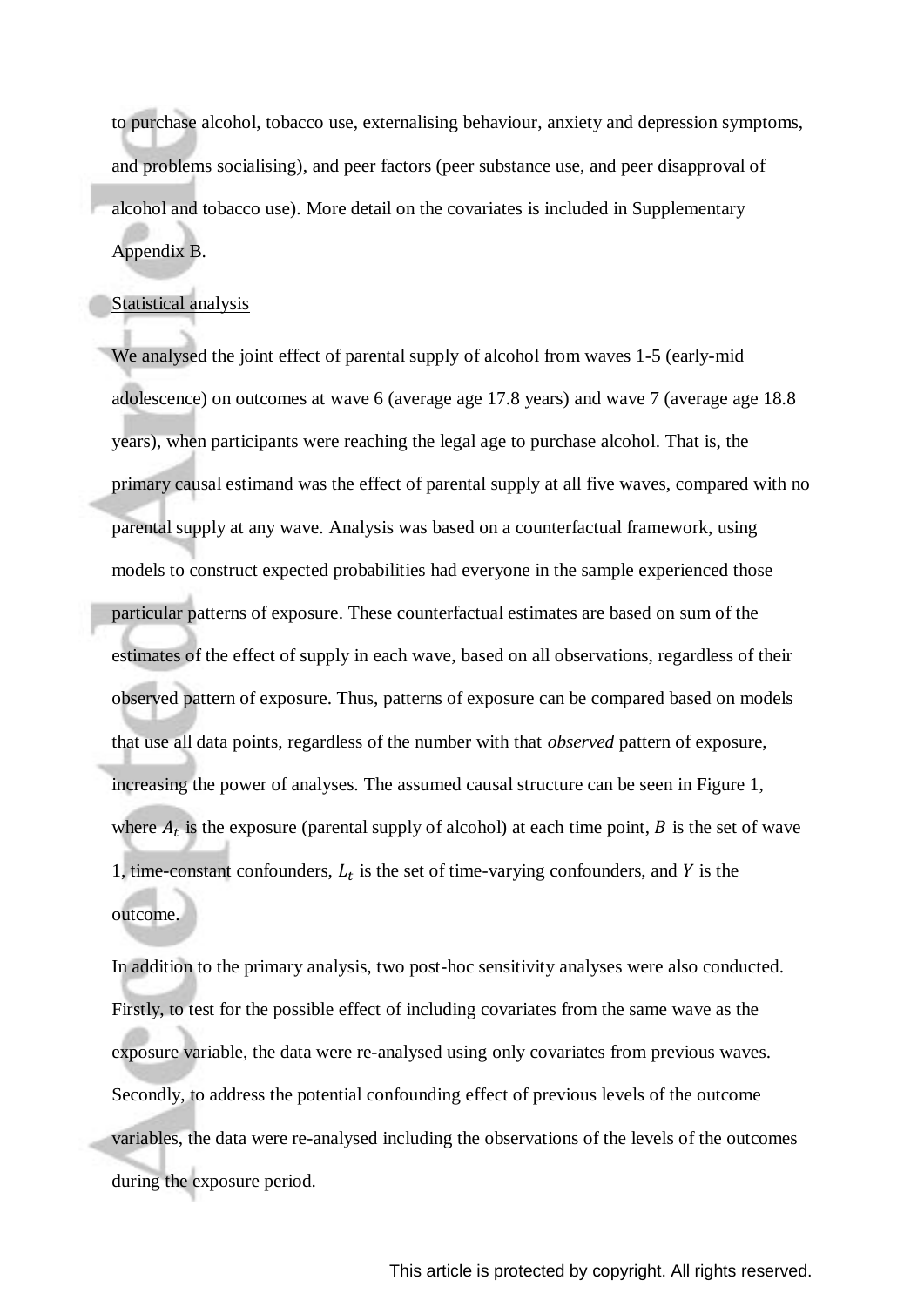to purchase alcohol, tobacco use, externalising behaviour, anxiety and depression symptoms, and problems socialising), and peer factors (peer substance use, and peer disapproval of alcohol and tobacco use). More detail on the covariates is included in Supplementary Appendix B.

Statistical analysis

We analysed the joint effect of parental supply of alcohol from waves 1-5 (early-mid adolescence) on outcomes at wave 6 (average age 17.8 years) and wave 7 (average age 18.8 years), when participants were reaching the legal age to purchase alcohol. That is, the primary causal estimand was the effect of parental supply at all five waves, compared with no parental supply at any wave. Analysis was based on a counterfactual framework, using models to construct expected probabilities had everyone in the sample experienced those particular patterns of exposure. These counterfactual estimates are based on sum of the estimates of the effect of supply in each wave, based on all observations, regardless of their observed pattern of exposure. Thus, patterns of exposure can be compared based on models that use all data points, regardless of the number with that *observed* pattern of exposure, increasing the power of analyses. The assumed causal structure can be seen in Figure 1, where $A_t$ is the exposure (parental supply of alcohol) at each time point, $B$ is the set of wave 1, time-constant confounders, $L_t$ is the set of time-varying confounders, and $Y$ is the outcome.

In addition to the primary analysis, two post-hoc sensitivity analyses were also conducted. Firstly, to test for the possible effect of including covariates from the same wave as the exposure variable, the data were re-analysed using only covariates from previous waves. Secondly, to address the potential confounding effect of previous levels of the outcome variables, the data were re-analysed including the observations of the levels of the outcomes during the exposure period.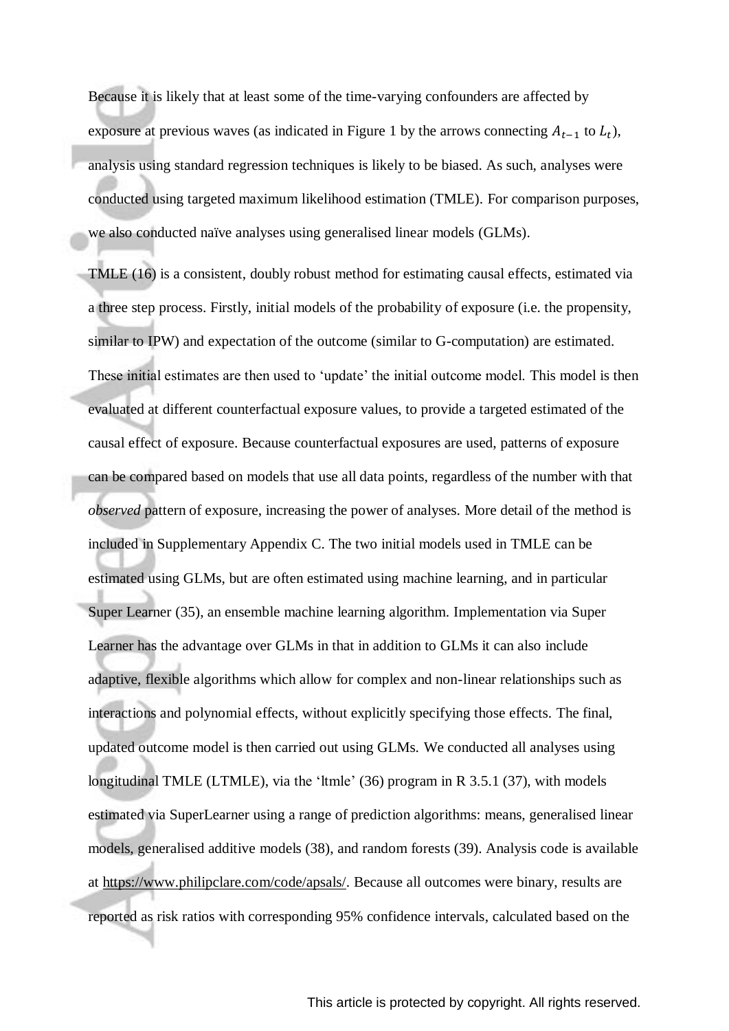Because it is likely that at least some of the time-varying confounders are affected by exposure at previous waves (as indicated in Figure 1 by the arrows connecting $A_{t-1}$ to $L_t$), analysis using standard regression techniques is likely to be biased. As such, analyses were conducted using targeted maximum likelihood estimation (TMLE). For comparison purposes, we also conducted naïve analyses using generalised linear models (GLMs).

TMLE (16) is a consistent, doubly robust method for estimating causal effects, estimated via a three step process. Firstly, initial models of the probability of exposure (i.e. the propensity, similar to IPW) and expectation of the outcome (similar to G-computation) are estimated. These initial estimates are then used to 'update' the initial outcome model. This model is then evaluated at different counterfactual exposure values, to provide a targeted estimated of the causal effect of exposure. Because counterfactual exposures are used, patterns of exposure can be compared based on models that use all data points, regardless of the number with that *observed* pattern of exposure, increasing the power of analyses. More detail of the method is included in Supplementary Appendix C. The two initial models used in TMLE can be estimated using GLMs, but are often estimated using machine learning, and in particular Super Learner (35), an ensemble machine learning algorithm. Implementation via Super Learner has the advantage over GLMs in that in addition to GLMs it can also include adaptive, flexible algorithms which allow for complex and non-linear relationships such as interactions and polynomial effects, without explicitly specifying those effects. The final, updated outcome model is then carried out using GLMs. We conducted all analyses using longitudinal TMLE (LTMLE), via the 'ltmle' (36) program in R 3.5.1 (37), with models estimated via SuperLearner using a range of prediction algorithms: means, generalised linear models, generalised additive models (38), and random forests (39). Analysis code is available at https://www.philipclare.com/code/apsals/. Because all outcomes were binary, results are reported as risk ratios with corresponding 95% confidence intervals, calculated based on the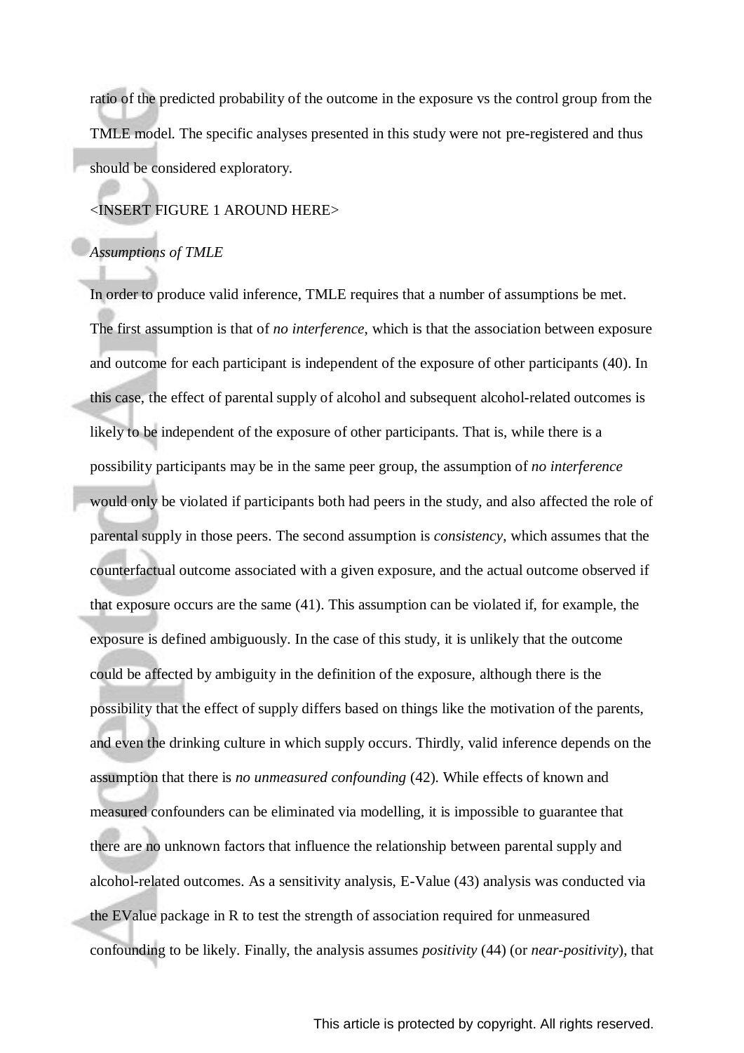ratio of the predicted probability of the outcome in the exposure vs the control group from the TMLE model. The specific analyses presented in this study were not pre-registered and thus should be considered exploratory.

<INSERT FIGURE 1 AROUND HERE>

*Assumptions of TMLE*

In order to produce valid inference, TMLE requires that a number of assumptions be met. The first assumption is that of *no interference*, which is that the association between exposure and outcome for each participant is independent of the exposure of other participants (40). In this case, the effect of parental supply of alcohol and subsequent alcohol-related outcomes is likely to be independent of the exposure of other participants. That is, while there is a possibility participants may be in the same peer group, the assumption of *no interference* would only be violated if participants both had peers in the study, and also affected the role of parental supply in those peers. The second assumption is *consistency*, which assumes that the counterfactual outcome associated with a given exposure, and the actual outcome observed if that exposure occurs are the same (41). This assumption can be violated if, for example, the exposure is defined ambiguously. In the case of this study, it is unlikely that the outcome could be affected by ambiguity in the definition of the exposure, although there is the possibility that the effect of supply differs based on things like the motivation of the parents, and even the drinking culture in which supply occurs. Thirdly, valid inference depends on the assumption that there is *no unmeasured confounding* (42). While effects of known and measured confounders can be eliminated via modelling, it is impossible to guarantee that there are no unknown factors that influence the relationship between parental supply and alcohol-related outcomes. As a sensitivity analysis, E-Value (43) analysis was conducted via the EValue package in R to test the strength of association required for unmeasured confounding to be likely. Finally, the analysis assumes *positivity* (44) (or *near-positivity*), that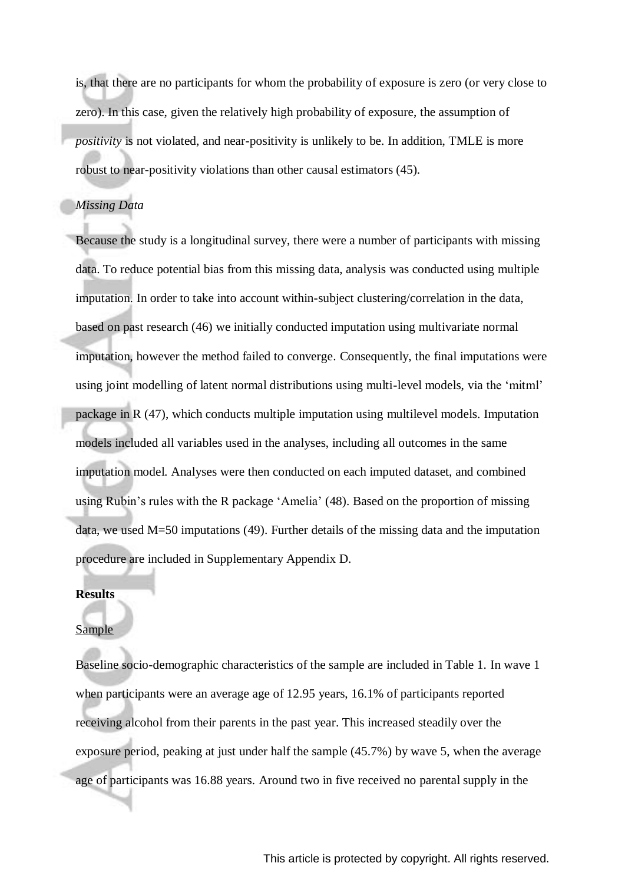is, that there are no participants for whom the probability of exposure is zero (or very close to zero). In this case, given the relatively high probability of exposure, the assumption of *positivity* is not violated, and near-positivity is unlikely to be. In addition, TMLE is more robust to near-positivity violations than other causal estimators (45).

*Missing Data*

Because the study is a longitudinal survey, there were a number of participants with missing data. To reduce potential bias from this missing data, analysis was conducted using multiple imputation. In order to take into account within-subject clustering/correlation in the data, based on past research (46) we initially conducted imputation using multivariate normal imputation, however the method failed to converge. Consequently, the final imputations were using joint modelling of latent normal distributions using multi-level models, via the 'mitml' package in R (47), which conducts multiple imputation using multilevel models. Imputation models included all variables used in the analyses, including all outcomes in the same imputation model. Analyses were then conducted on each imputed dataset, and combined using Rubin's rules with the R package 'Amelia' (48). Based on the proportion of missing data, we used M=50 imputations (49). Further details of the missing data and the imputation procedure are included in Supplementary Appendix D.

**Results**

Sample

Baseline socio-demographic characteristics of the sample are included in Table 1. In wave 1 when participants were an average age of 12.95 years, 16.1% of participants reported receiving alcohol from their parents in the past year. This increased steadily over the exposure period, peaking at just under half the sample (45.7%) by wave 5, when the average age of participants was 16.88 years. Around two in five received no parental supply in the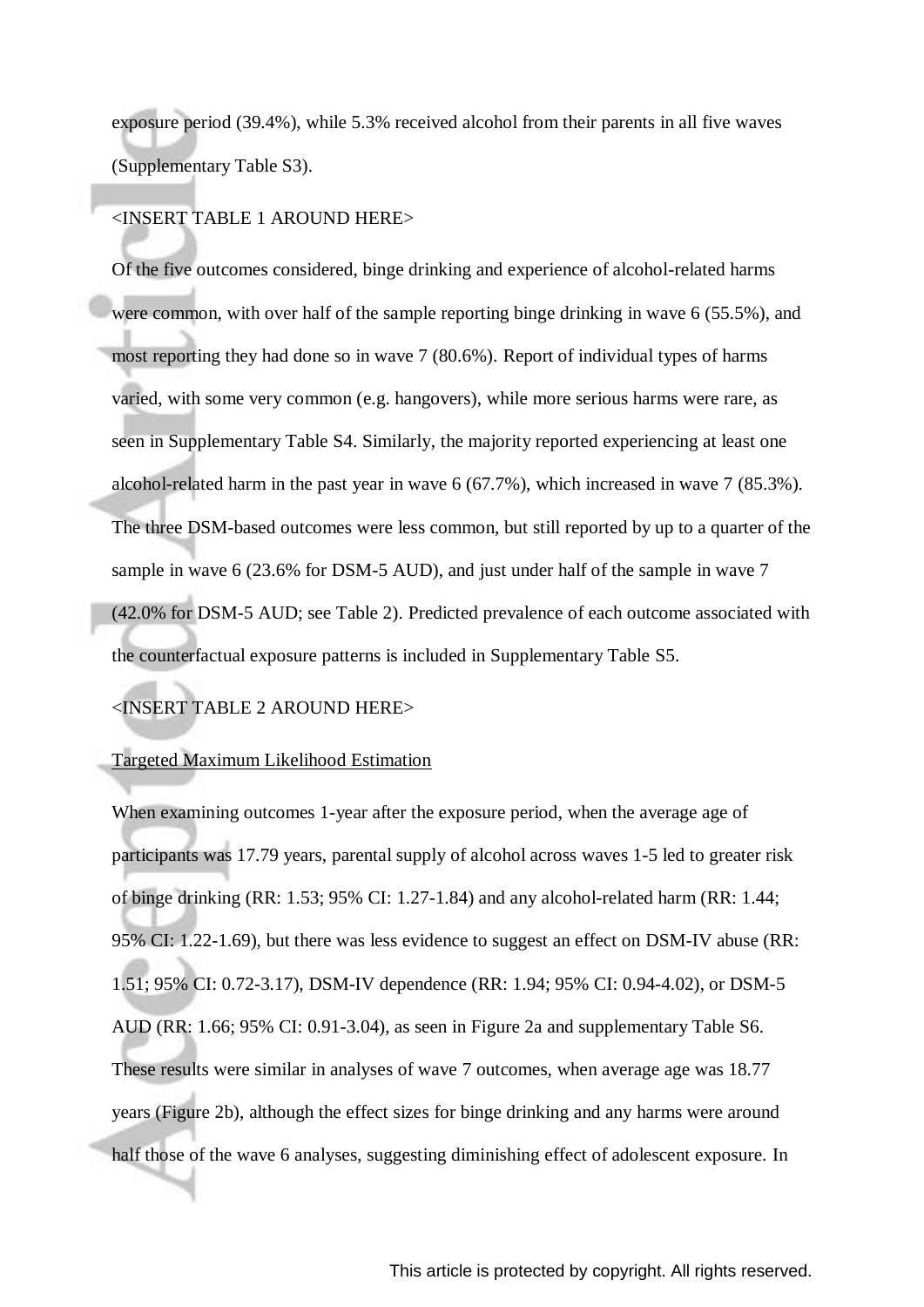exposure period (39.4%), while 5.3% received alcohol from their parents in all five waves (Supplementary Table S3).

<INSERT TABLE 1 AROUND HERE>

Of the five outcomes considered, binge drinking and experience of alcohol-related harms were common, with over half of the sample reporting binge drinking in wave 6 (55.5%), and most reporting they had done so in wave 7 (80.6%). Report of individual types of harms varied, with some very common (e.g. hangovers), while more serious harms were rare, as seen in Supplementary Table S4. Similarly, the majority reported experiencing at least one alcohol-related harm in the past year in wave 6 (67.7%), which increased in wave 7 (85.3%). The three DSM-based outcomes were less common, but still reported by up to a quarter of the sample in wave 6 (23.6% for DSM-5 AUD), and just under half of the sample in wave 7 (42.0% for DSM-5 AUD; see Table 2). Predicted prevalence of each outcome associated with the counterfactual exposure patterns is included in Supplementary Table S5.

<INSERT TABLE 2 AROUND HERE>

Targeted Maximum Likelihood Estimation

When examining outcomes 1-year after the exposure period, when the average age of participants was 17.79 years, parental supply of alcohol across waves 1-5 led to greater risk of binge drinking (RR: 1.53; 95% CI: 1.27-1.84) and any alcohol-related harm (RR: 1.44; 95% CI: 1.22-1.69), but there was less evidence to suggest an effect on DSM-IV abuse (RR: 1.51; 95% CI: 0.72-3.17), DSM-IV dependence (RR: 1.94; 95% CI: 0.94-4.02), or DSM-5 AUD (RR: 1.66; 95% CI: 0.91-3.04), as seen in Figure 2a and supplementary Table S6. These results were similar in analyses of wave 7 outcomes, when average age was 18.77 years (Figure 2b), although the effect sizes for binge drinking and any harms were around half those of the wave 6 analyses, suggesting diminishing effect of adolescent exposure. In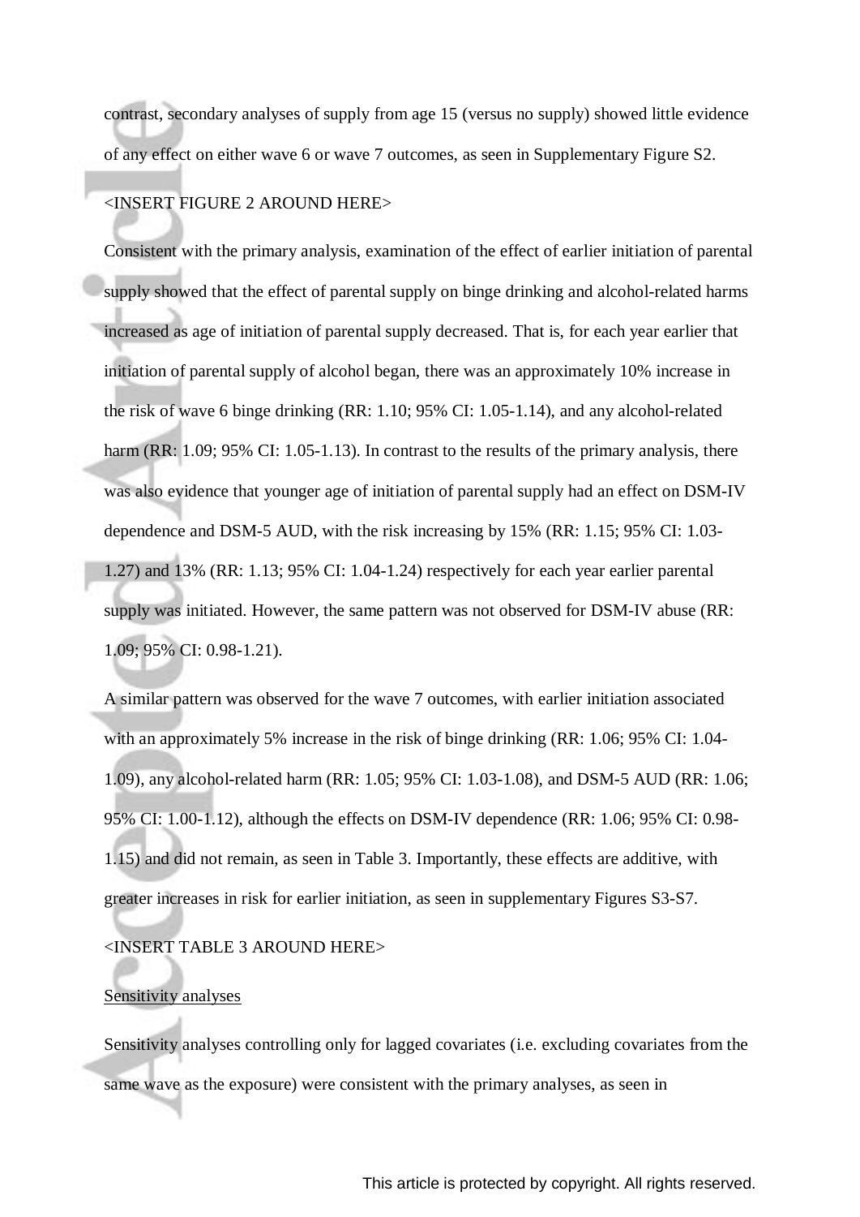contrast, secondary analyses of supply from age 15 (versus no supply) showed little evidence of any effect on either wave 6 or wave 7 outcomes, as seen in Supplementary Figure S2.

<INSERT FIGURE 2 AROUND HERE>

Consistent with the primary analysis, examination of the effect of earlier initiation of parental supply showed that the effect of parental supply on binge drinking and alcohol-related harms increased as age of initiation of parental supply decreased. That is, for each year earlier that initiation of parental supply of alcohol began, there was an approximately 10% increase in the risk of wave 6 binge drinking (RR: 1.10; 95% CI: 1.05-1.14), and any alcohol-related harm (RR: 1.09; 95% CI: 1.05-1.13). In contrast to the results of the primary analysis, there was also evidence that younger age of initiation of parental supply had an effect on DSM-IV dependence and DSM-5 AUD, with the risk increasing by 15% (RR: 1.15; 95% CI: 1.03-1.27) and 13% (RR: 1.13; 95% CI: 1.04-1.24) respectively for each year earlier parental supply was initiated. However, the same pattern was not observed for DSM-IV abuse (RR: 1.09; 95% CI: 0.98-1.21).

A similar pattern was observed for the wave 7 outcomes, with earlier initiation associated with an approximately 5% increase in the risk of binge drinking (RR: 1.06; 95% CI: 1.04-1.09), any alcohol-related harm (RR: 1.05; 95% CI: 1.03-1.08), and DSM-5 AUD (RR: 1.06; 95% CI: 1.00-1.12), although the effects on DSM-IV dependence (RR: 1.06; 95% CI: 0.98-1.15) and did not remain, as seen in Table 3. Importantly, these effects are additive, with greater increases in risk for earlier initiation, as seen in supplementary Figures S3-S7.

<INSERT TABLE 3 AROUND HERE>

Sensitivity analyses

Sensitivity analyses controlling only for lagged covariates (i.e. excluding covariates from the same wave as the exposure) were consistent with the primary analyses, as seen in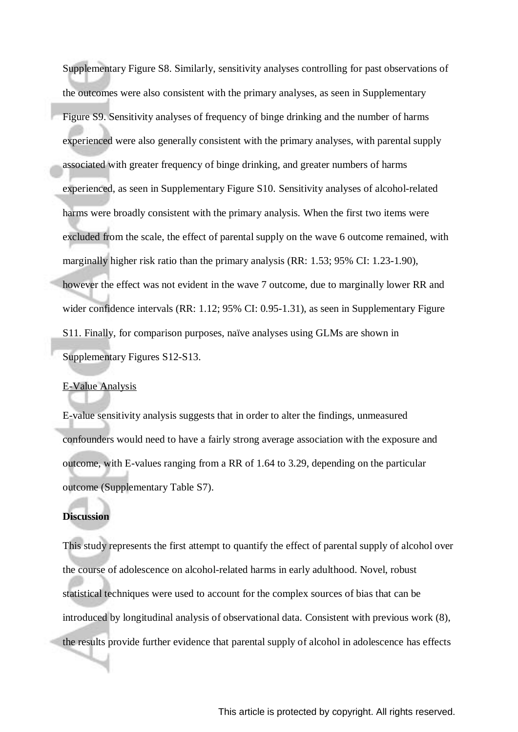Supplementary Figure S8. Similarly, sensitivity analyses controlling for past observations of the outcomes were also consistent with the primary analyses, as seen in Supplementary Figure S9. Sensitivity analyses of frequency of binge drinking and the number of harms experienced were also generally consistent with the primary analyses, with parental supply associated with greater frequency of binge drinking, and greater numbers of harms experienced, as seen in Supplementary Figure S10. Sensitivity analyses of alcohol-related harms were broadly consistent with the primary analysis. When the first two items were excluded from the scale, the effect of parental supply on the wave 6 outcome remained, with marginally higher risk ratio than the primary analysis (RR: 1.53; 95% CI: 1.23-1.90), however the effect was not evident in the wave 7 outcome, due to marginally lower RR and wider confidence intervals (RR: 1.12; 95% CI: 0.95-1.31), as seen in Supplementary Figure S11. Finally, for comparison purposes, naïve analyses using GLMs are shown in Supplementary Figures S12-S13.

E-Value Analysis

E-value sensitivity analysis suggests that in order to alter the findings, unmeasured confounders would need to have a fairly strong average association with the exposure and outcome, with E-values ranging from a RR of 1.64 to 3.29, depending on the particular outcome (Supplementary Table S7).

**Discussion**

This study represents the first attempt to quantify the effect of parental supply of alcohol over the course of adolescence on alcohol-related harms in early adulthood. Novel, robust statistical techniques were used to account for the complex sources of bias that can be introduced by longitudinal analysis of observational data. Consistent with previous work (8), the results provide further evidence that parental supply of alcohol in adolescence has effects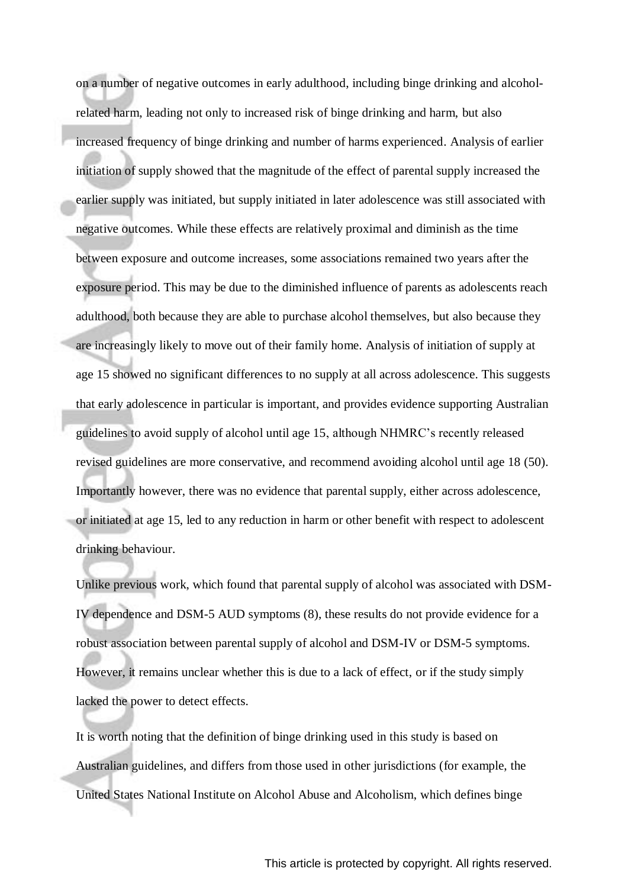on a number of negative outcomes in early adulthood, including binge drinking and alcohol-related harm, leading not only to increased risk of binge drinking and harm, but also increased frequency of binge drinking and number of harms experienced. Analysis of earlier initiation of supply showed that the magnitude of the effect of parental supply increased the earlier supply was initiated, but supply initiated in later adolescence was still associated with negative outcomes. While these effects are relatively proximal and diminish as the time between exposure and outcome increases, some associations remained two years after the exposure period. This may be due to the diminished influence of parents as adolescents reach adulthood, both because they are able to purchase alcohol themselves, but also because they are increasingly likely to move out of their family home. Analysis of initiation of supply at age 15 showed no significant differences to no supply at all across adolescence. This suggests that early adolescence in particular is important, and provides evidence supporting Australian guidelines to avoid supply of alcohol until age 15, although NHMRC's recently released revised guidelines are more conservative, and recommend avoiding alcohol until age 18 (50). Importantly however, there was no evidence that parental supply, either across adolescence, or initiated at age 15, led to any reduction in harm or other benefit with respect to adolescent drinking behaviour.

Unlike previous work, which found that parental supply of alcohol was associated with DSM-IV dependence and DSM-5 AUD symptoms (8), these results do not provide evidence for a robust association between parental supply of alcohol and DSM-IV or DSM-5 symptoms. However, it remains unclear whether this is due to a lack of effect, or if the study simply lacked the power to detect effects.

It is worth noting that the definition of binge drinking used in this study is based on Australian guidelines, and differs from those used in other jurisdictions (for example, the United States National Institute on Alcohol Abuse and Alcoholism, which defines binge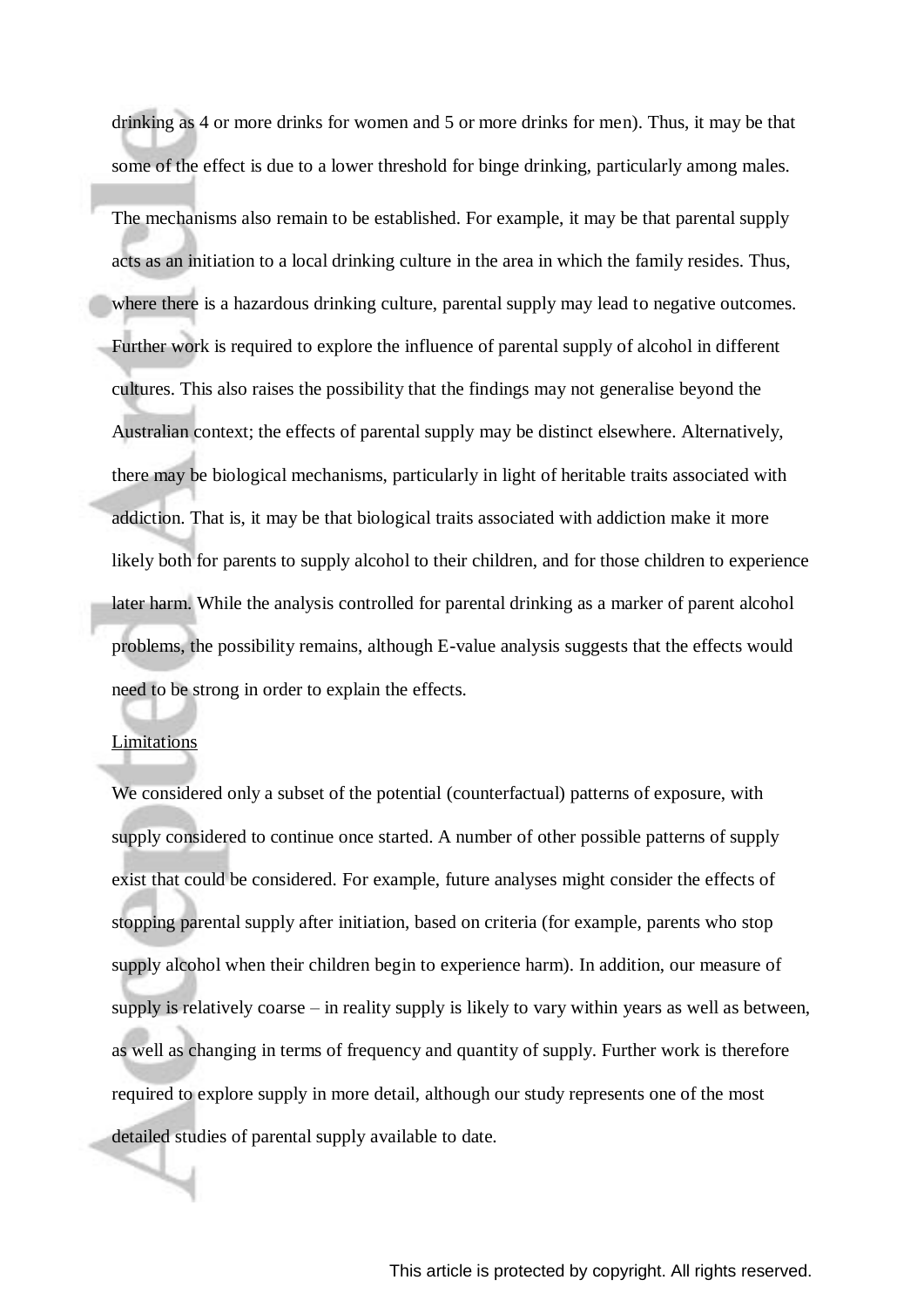drinking as 4 or more drinks for women and 5 or more drinks for men). Thus, it may be that some of the effect is due to a lower threshold for binge drinking, particularly among males.

The mechanisms also remain to be established. For example, it may be that parental supply acts as an initiation to a local drinking culture in the area in which the family resides. Thus, where there is a hazardous drinking culture, parental supply may lead to negative outcomes. Further work is required to explore the influence of parental supply of alcohol in different cultures. This also raises the possibility that the findings may not generalise beyond the Australian context; the effects of parental supply may be distinct elsewhere. Alternatively, there may be biological mechanisms, particularly in light of heritable traits associated with addiction. That is, it may be that biological traits associated with addiction make it more likely both for parents to supply alcohol to their children, and for those children to experience later harm. While the analysis controlled for parental drinking as a marker of parent alcohol problems, the possibility remains, although E-value analysis suggests that the effects would need to be strong in order to explain the effects.

Limitations

We considered only a subset of the potential (counterfactual) patterns of exposure, with supply considered to continue once started. A number of other possible patterns of supply exist that could be considered. For example, future analyses might consider the effects of stopping parental supply after initiation, based on criteria (for example, parents who stop supply alcohol when their children begin to experience harm). In addition, our measure of supply is relatively coarse – in reality supply is likely to vary within years as well as between, as well as changing in terms of frequency and quantity of supply. Further work is therefore required to explore supply in more detail, although our study represents one of the most detailed studies of parental supply available to date.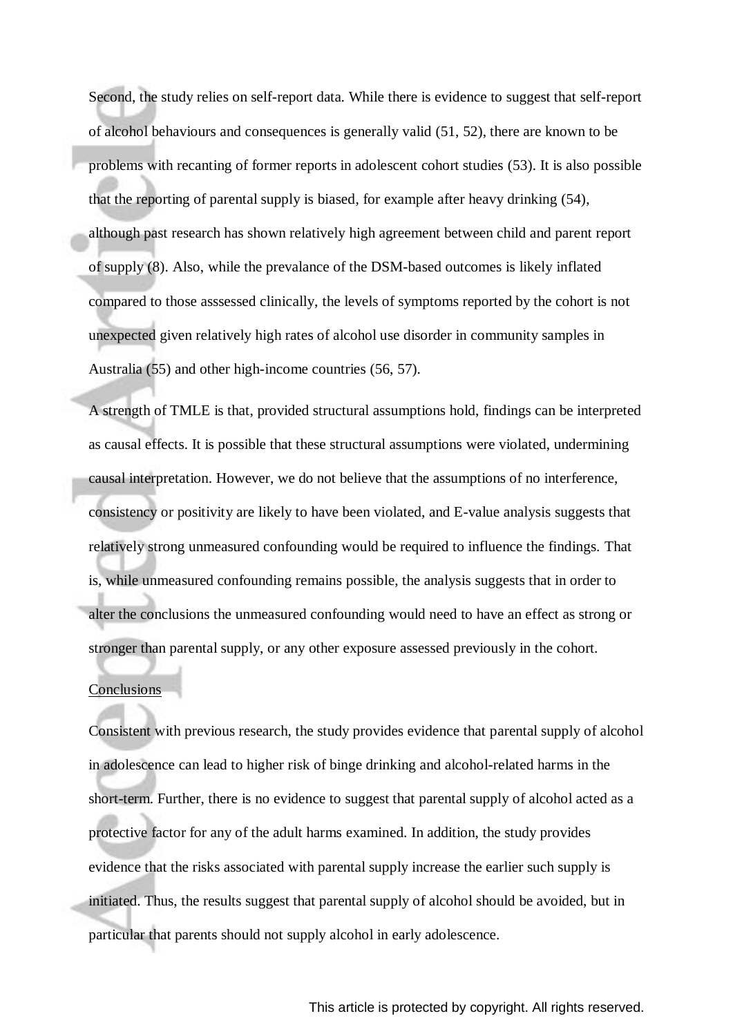Second, the study relies on self-report data. While there is evidence to suggest that self-report of alcohol behaviours and consequences is generally valid (51, 52), there are known to be problems with recanting of former reports in adolescent cohort studies (53). It is also possible that the reporting of parental supply is biased, for example after heavy drinking (54), although past research has shown relatively high agreement between child and parent report of supply (8). Also, while the prevalance of the DSM-based outcomes is likely inflated compared to those asssessed clinically, the levels of symptoms reported by the cohort is not unexpected given relatively high rates of alcohol use disorder in community samples in Australia (55) and other high-income countries (56, 57).

A strength of TMLE is that, provided structural assumptions hold, findings can be interpreted as causal effects. It is possible that these structural assumptions were violated, undermining causal interpretation. However, we do not believe that the assumptions of no interference, consistency or positivity are likely to have been violated, and E-value analysis suggests that relatively strong unmeasured confounding would be required to influence the findings. That is, while unmeasured confounding remains possible, the analysis suggests that in order to alter the conclusions the unmeasured confounding would need to have an effect as strong or stronger than parental supply, or any other exposure assessed previously in the cohort.

Conclusions

Consistent with previous research, the study provides evidence that parental supply of alcohol in adolescence can lead to higher risk of binge drinking and alcohol-related harms in the short-term. Further, there is no evidence to suggest that parental supply of alcohol acted as a protective factor for any of the adult harms examined. In addition, the study provides evidence that the risks associated with parental supply increase the earlier such supply is initiated. Thus, the results suggest that parental supply of alcohol should be avoided, but in particular that parents should not supply alcohol in early adolescence.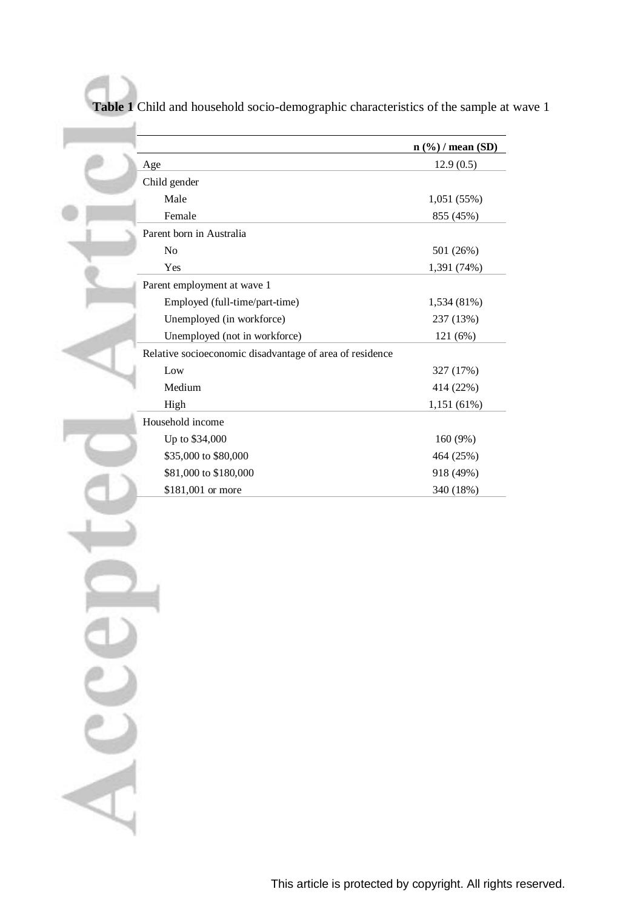**Table 1** Child and household socio-demographic characteristics of the sample at wave 1

| | n (%) / mean (SD) |
|---|---|
| Age | 12.9 (0.5) |
| Child gender | |
| Male | 1,051 (55%) |
| Female | 855 (45%) |
| Parent born in Australia | |
| No | 501 (26%) |
| Yes | 1,391 (74%) |
| Parent employment at wave 1 | |
| Employed (full-time/part-time) | 1,534 (81%) |
| Unemployed (in workforce) | 237 (13%) |
| Unemployed (not in workforce) | 121 (6%) |
| Relative socioeconomic disadvantage of area of residence | |
| Low | 327 (17%) |
| Medium | 414 (22%) |
| High | 1,151 (61%) |
| Household income | |
| Up to $34,000 | 160 (9%) |
| $35,000 to $80,000 | 464 (25%) |
| $81,000 to $180,000 | 918 (49%) |
| $181,001 or more | 340 (18%) |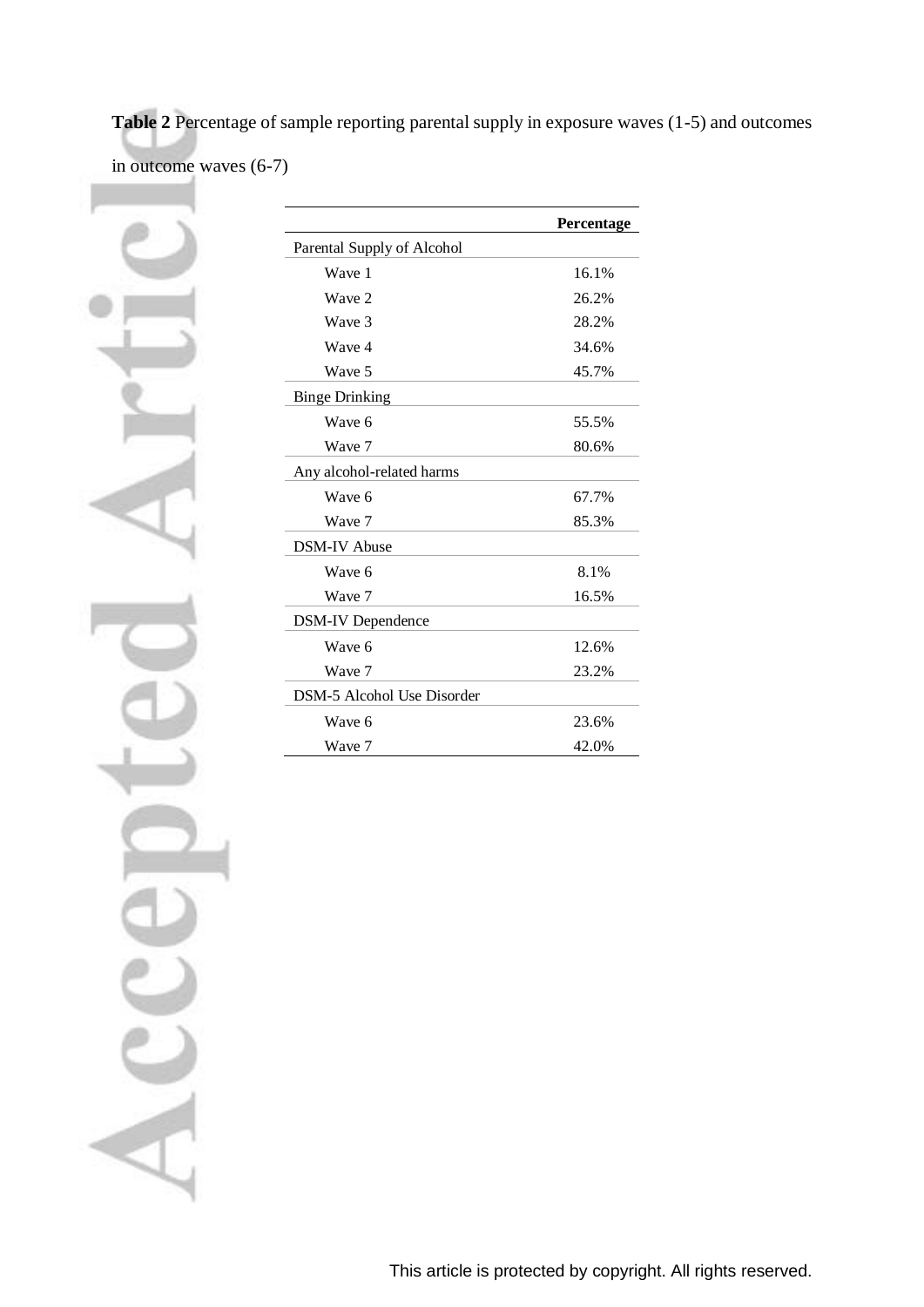**Table 2** Percentage of sample reporting parental supply in exposure waves (1-5) and outcomes in outcome waves (6-7)

| | **Percentage** |
|---|---|
| Parental Supply of Alcohol | |
| Wave 1 | 16.1% |
| Wave 2 | 26.2% |
| Wave 3 | 28.2% |
| Wave 4 | 34.6% |
| Wave 5 | 45.7% |
| Binge Drinking | |
| Wave 6 | 55.5% |
| Wave 7 | 80.6% |
| Any alcohol-related harms | |
| Wave 6 | 67.7% |
| Wave 7 | 85.3% |
| DSM-IV Abuse | |
| Wave 6 | 8.1% |
| Wave 7 | 16.5% |
| DSM-IV Dependence | |
| Wave 6 | 12.6% |
| Wave 7 | 23.2% |
| DSM-5 Alcohol Use Disorder | |
| Wave 6 | 23.6% |
| Wave 7 | 42.0% |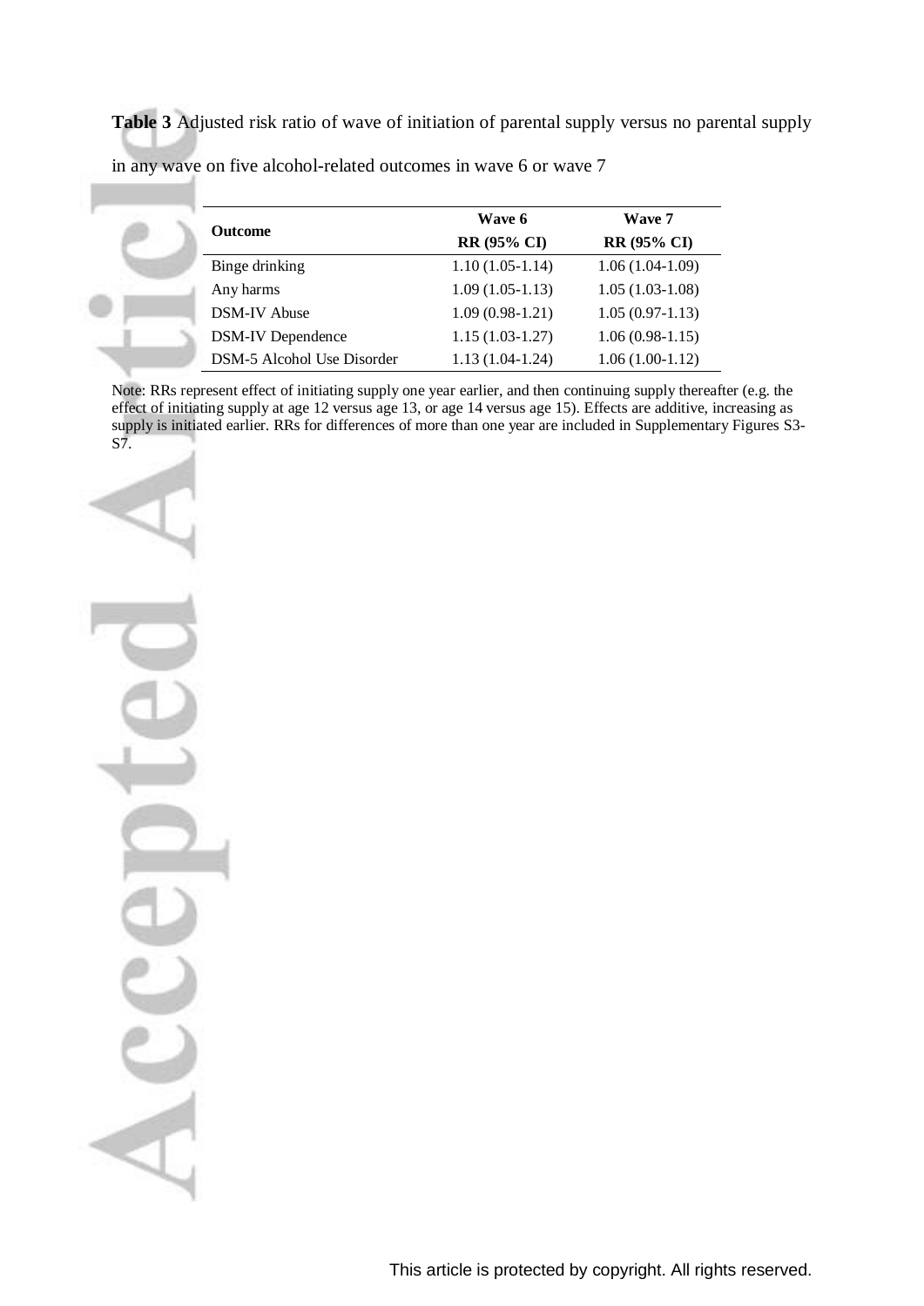**Table 3** Adjusted risk ratio of wave of initiation of parental supply versus no parental supply in any wave on five alcohol-related outcomes in wave 6 or wave 7

| Outcome | Wave 6 | Wave 7 |
|---|---|---|
| | **RR (95% CI)** | **RR (95% CI)** |
| Binge drinking | 1.10 (1.05-1.14) | 1.06 (1.04-1.09) |
| Any harms | 1.09 (1.05-1.13) | 1.05 (1.03-1.08) |
| DSM-IV Abuse | 1.09 (0.98-1.21) | 1.05 (0.97-1.13) |
| DSM-IV Dependence | 1.15 (1.03-1.27) | 1.06 (0.98-1.15) |
| DSM-5 Alcohol Use Disorder | 1.13 (1.04-1.24) | 1.06 (1.00-1.12) |

Note: RRs represent effect of initiating supply one year earlier, and then continuing supply thereafter (e.g. the effect of initiating supply at age 12 versus age 13, or age 14 versus age 15). Effects are additive, increasing as supply is initiated earlier. RRs for differences of more than one year are included in Supplementary Figures S3-S7.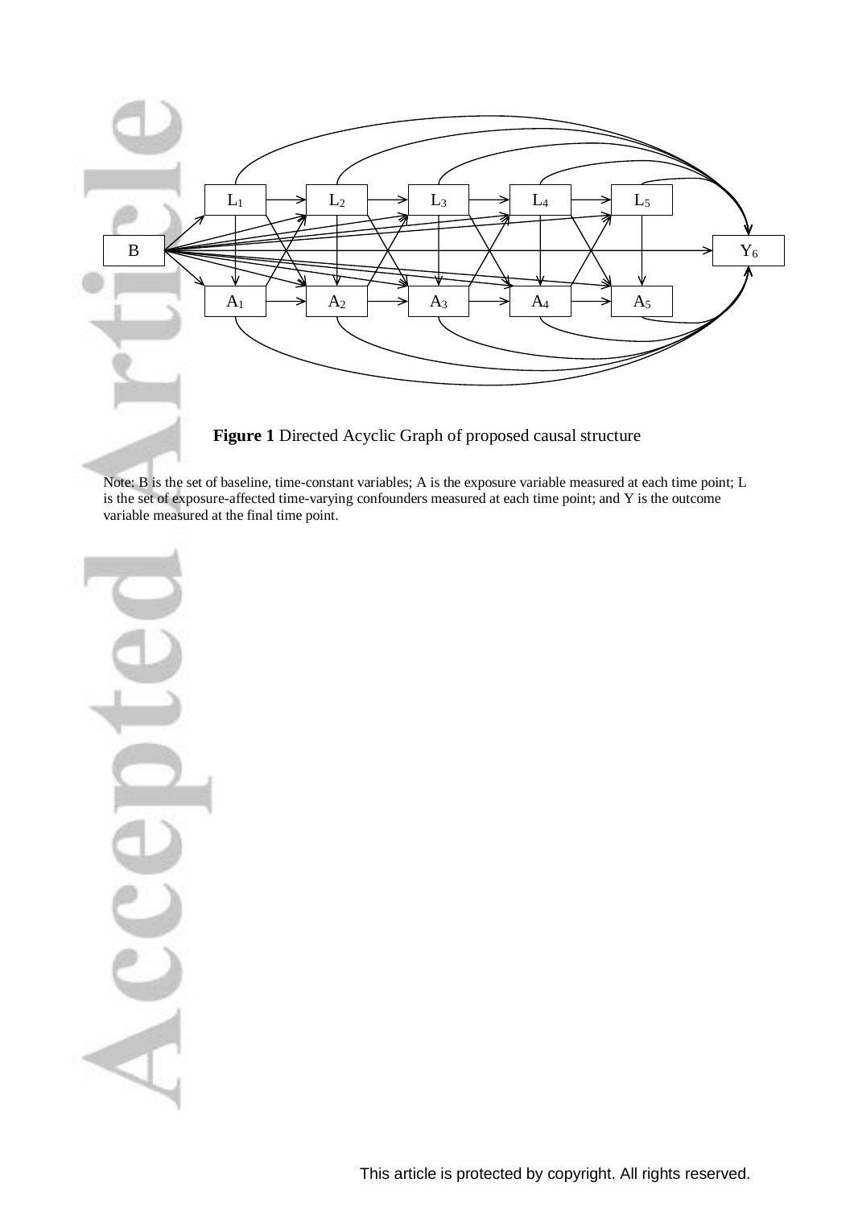**Figure 1** Directed Acyclic Graph of proposed causal structure

Note: B is the set of baseline, time-constant variables; A is the exposure variable measured at each time point; L is the set of exposure-affected time-varying confounders measured at each time point; and Y is the outcome variable measured at the final time point.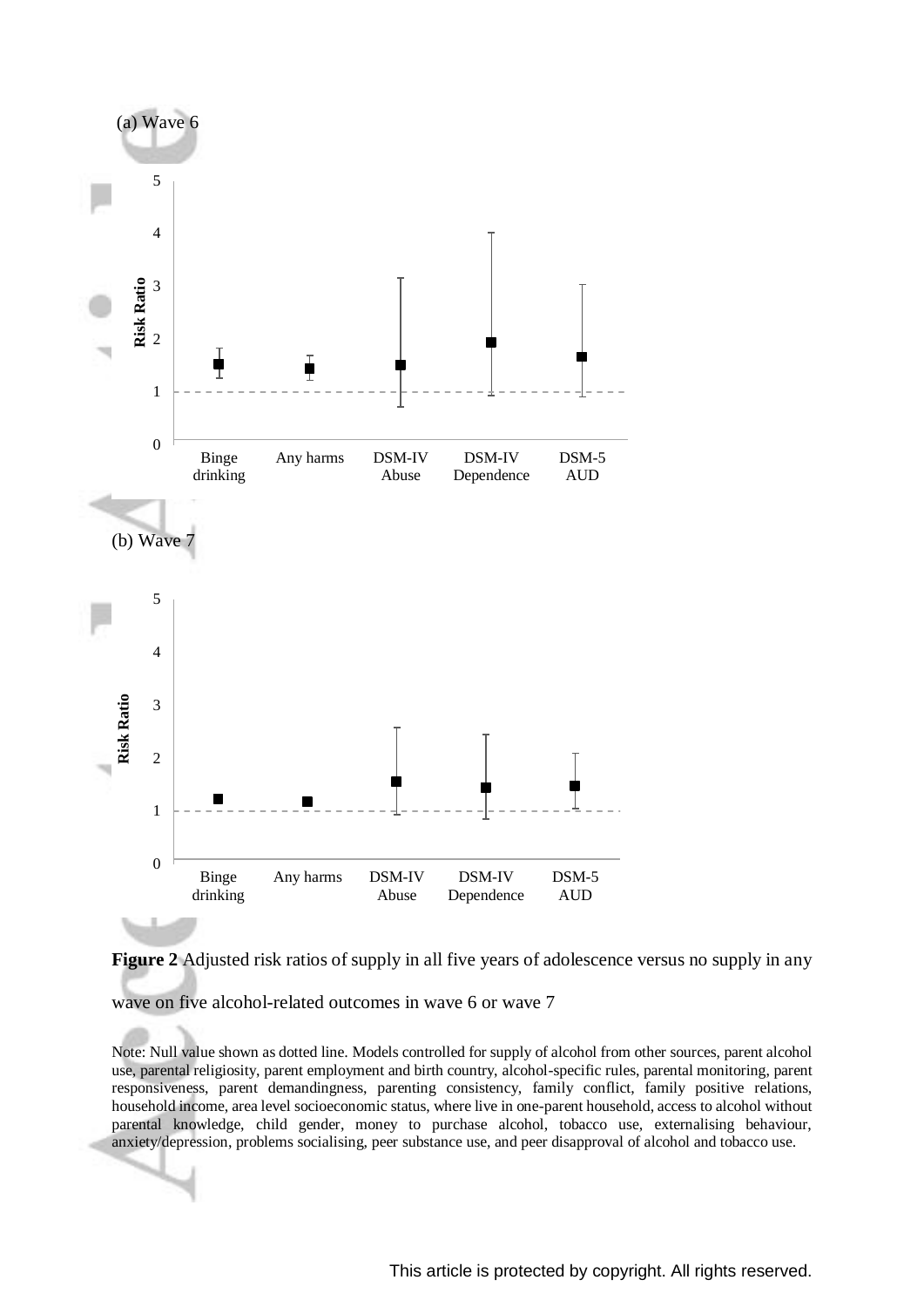(a) Wave 6

Risk Ratio

5
4
3
2
1
0

Binge drinking
Any harms
DSM-IV Abuse
DSM-IV Dependence
DSM-5 AUD

(b) Wave 7

Risk Ratio

5
4
3
2
1
0

Binge drinking
Any harms
DSM-IV Abuse
DSM-IV Dependence
DSM-5 AUD

**Figure 2** Adjusted risk ratios of supply in all five years of adolescence versus no supply in any wave on five alcohol-related outcomes in wave 6 or wave 7

Note: Null value shown as dotted line. Models controlled for supply of alcohol from other sources, parent alcohol use, parental religiosity, parent employment and birth country, alcohol-specific rules, parental monitoring, parent responsiveness, parent demandingness, parenting consistency, family conflict, family positive relations, household income, area level socioeconomic status, where live in one-parent household, access to alcohol without parental knowledge, child gender, money to purchase alcohol, tobacco use, externalising behaviour, anxiety/depression, problems socialising, peer substance use, and peer disapproval of alcohol and tobacco use.